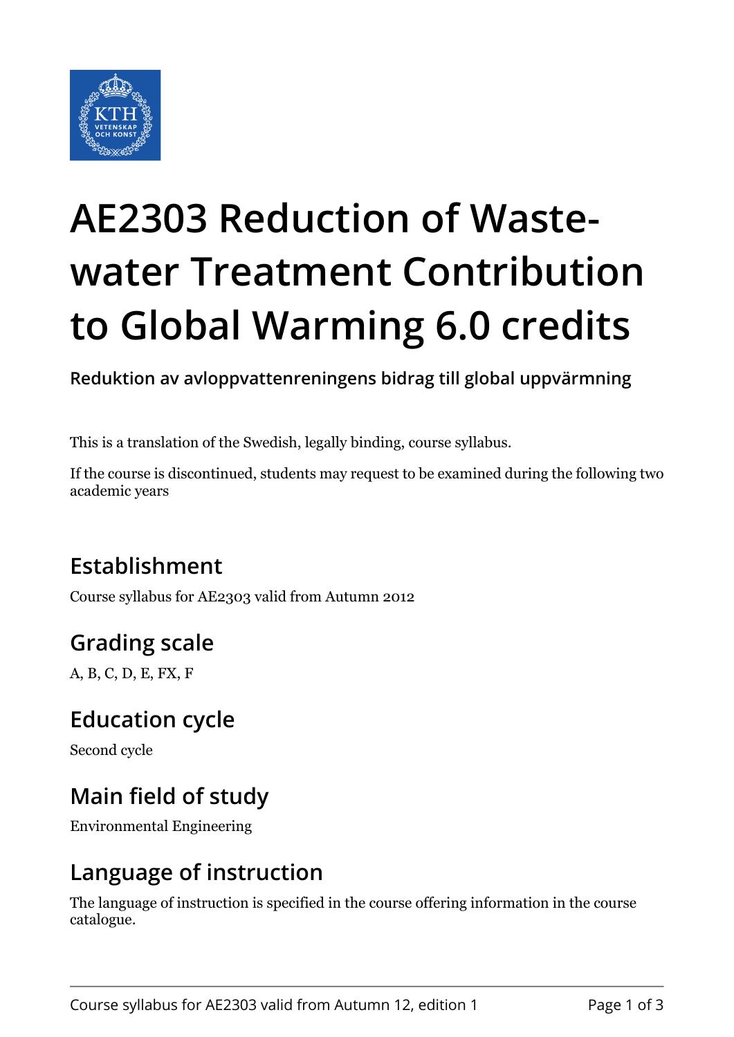# AE2303 Reduction of Waste-water Treatment Contribution to Global Warming 6.0 credits

**Reduktion av avloppvattenreningens bidrag till global uppvärmning**

This is a translation of the Swedish, legally binding, course syllabus.

If the course is discontinued, students may request to be examined during the following two academic years

## Establishment

Course syllabus for AE2303 valid from Autumn 2012

## Grading scale

A, B, C, D, E, FX, F

## Education cycle

Second cycle

## Main field of study

Environmental Engineering

## Language of instruction

The language of instruction is specified in the course offering information in the course catalogue.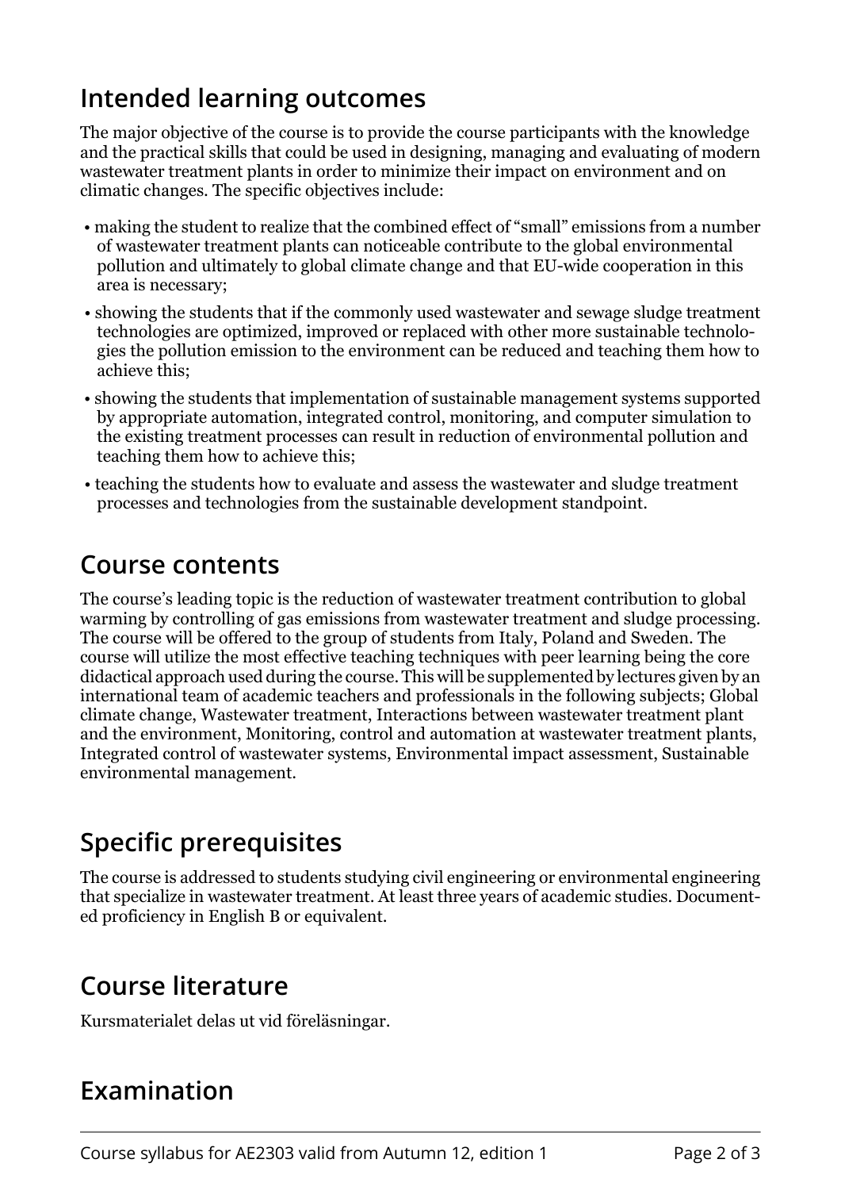## Intended learning outcomes

The major objective of the course is to provide the course participants with the knowledge and the practical skills that could be used in designing, managing and evaluating of modern wastewater treatment plants in order to minimize their impact on environment and on climatic changes. The specific objectives include:

- making the student to realize that the combined effect of “small” emissions from a number of wastewater treatment plants can noticeable contribute to the global environmental pollution and ultimately to global climate change and that EU-wide cooperation in this area is necessary;
- showing the students that if the commonly used wastewater and sewage sludge treatment technologies are optimized, improved or replaced with other more sustainable technologies the pollution emission to the environment can be reduced and teaching them how to achieve this;
- showing the students that implementation of sustainable management systems supported by appropriate automation, integrated control, monitoring, and computer simulation to the existing treatment processes can result in reduction of environmental pollution and teaching them how to achieve this;
- teaching the students how to evaluate and assess the wastewater and sludge treatment processes and technologies from the sustainable development standpoint.

## Course contents

The course’s leading topic is the reduction of wastewater treatment contribution to global warming by controlling of gas emissions from wastewater treatment and sludge processing. The course will be offered to the group of students from Italy, Poland and Sweden. The course will utilize the most effective teaching techniques with peer learning being the core didactical approach used during the course. This will be supplemented by lectures given by an international team of academic teachers and professionals in the following subjects; Global climate change, Wastewater treatment, Interactions between wastewater treatment plant and the environment, Monitoring, control and automation at wastewater treatment plants, Integrated control of wastewater systems, Environmental impact assessment, Sustainable environmental management.

## Specific prerequisites

The course is addressed to students studying civil engineering or environmental engineering that specialize in wastewater treatment. At least three years of academic studies. Documented proficiency in English B or equivalent.

## Course literature

Kursmaterialet delas ut vid föreläsningar.

## Examination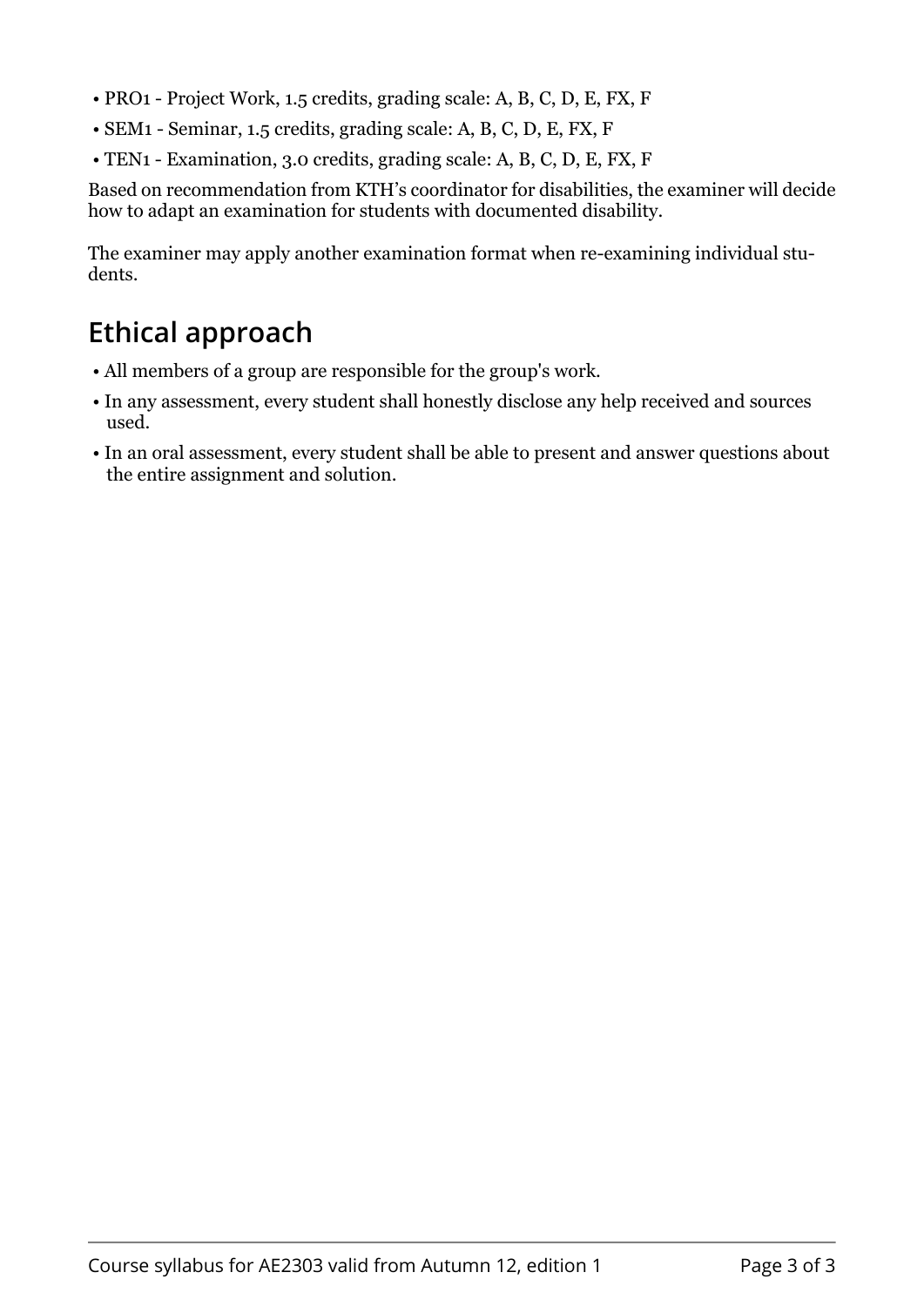- PRO1 - Project Work, 1.5 credits, grading scale: A, B, C, D, E, FX, F
- SEM1 - Seminar, 1.5 credits, grading scale: A, B, C, D, E, FX, F
- TEN1 - Examination, 3.0 credits, grading scale: A, B, C, D, E, FX, F

Based on recommendation from KTH's coordinator for disabilities, the examiner will decide how to adapt an examination for students with documented disability.

The examiner may apply another examination format when re-examining individual students.

## Ethical approach

- All members of a group are responsible for the group's work.
- In any assessment, every student shall honestly disclose any help received and sources used.
- In an oral assessment, every student shall be able to present and answer questions about the entire assignment and solution.